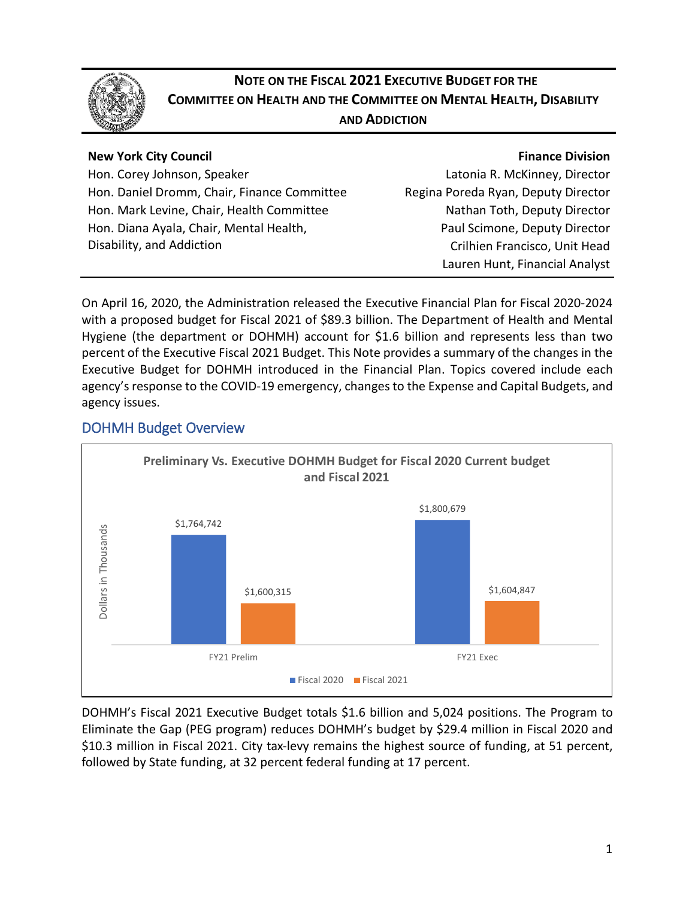# Note on the Fiscal 2021 Executive Budget for the Committee on Health and the Committee on Mental Health, Disability and Addiction

**New York City Council**
Hon. Corey Johnson, Speaker
Hon. Daniel Dromm, Chair, Finance Committee
Hon. Mark Levine, Chair, Health Committee
Hon. Diana Ayala, Chair, Mental Health, Disability, and Addiction

**Finance Division**
Latonia R. McKinney, Director
Regina Poreda Ryan, Deputy Director
Nathan Toth, Deputy Director
Paul Scimone, Deputy Director
Crilhien Francisco, Unit Head
Lauren Hunt, Financial Analyst

On April 16, 2020, the Administration released the Executive Financial Plan for Fiscal 2020-2024 with a proposed budget for Fiscal 2021 of $89.3 billion. The Department of Health and Mental Hygiene (the department or DOHMH) account for $1.6 billion and represents less than two percent of the Executive Fiscal 2021 Budget. This Note provides a summary of the changes in the Executive Budget for DOHMH introduced in the Financial Plan. Topics covered include each agency's response to the COVID-19 emergency, changes to the Expense and Capital Budgets, and agency issues.

## DOHMH Budget Overview

Preliminary Vs. Executive DOHMH Budget for Fiscal 2020 Current budget and Fiscal 2021

Dollars in Thousands

FY21 Prelim: $1,764,742 (Fiscal 2020), $1,600,315 (Fiscal 2021)

FY21 Exec: $1,800,679 (Fiscal 2020), $1,604,847 (Fiscal 2021)

Fiscal 2020  Fiscal 2021

DOHMH's Fiscal 2021 Executive Budget totals $1.6 billion and 5,024 positions. The Program to Eliminate the Gap (PEG program) reduces DOHMH's budget by $29.4 million in Fiscal 2020 and $10.3 million in Fiscal 2021. City tax-levy remains the highest source of funding, at 51 percent, followed by State funding, at 32 percent federal funding at 17 percent.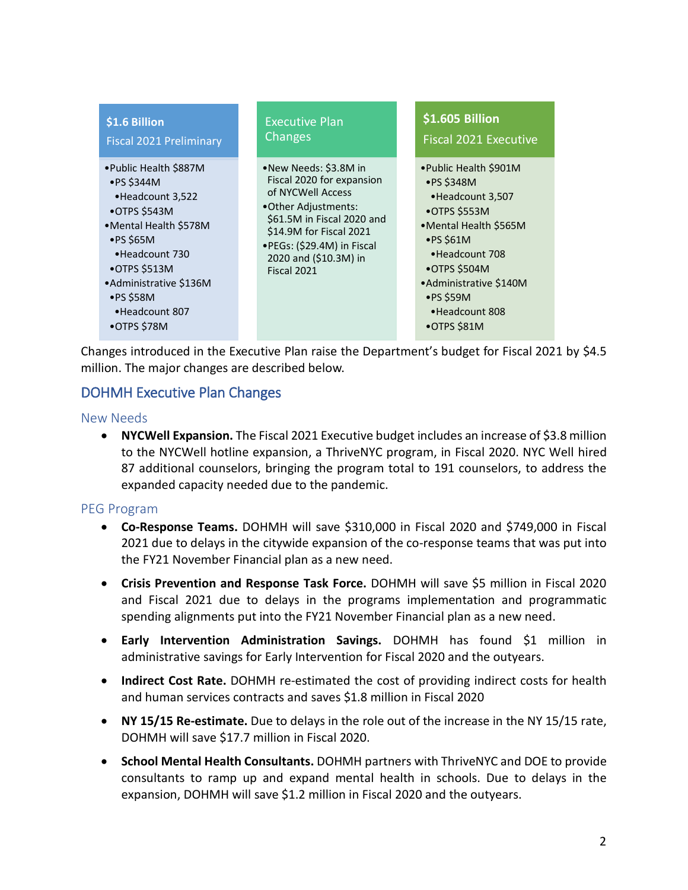**$1.6 Billion**
Fiscal 2021 Preliminary

- Public Health $887M
  - PS $344M
    - Headcount 3,522
  - OTPS $543M
- Mental Health $578M
  - PS $65M
    - Headcount 730
  - OTPS $513M
- Administrative $136M
  - PS $58M
    - Headcount 807
  - OTPS $78M

Executive Plan Changes

- New Needs: $3.8M in Fiscal 2020 for expansion of NYCWell Access
- Other Adjustments: $61.5M in Fiscal 2020 and $14.9M for Fiscal 2021
- PEGs: ($29.4M) in Fiscal 2020 and ($10.3M) in Fiscal 2021

**$1.605 Billion**
Fiscal 2021 Executive

- Public Health $901M
  - PS $348M
    - Headcount 3,507
  - OTPS $553M
- Mental Health $565M
  - PS $61M
    - Headcount 708
  - OTPS $504M
- Administrative $140M
  - PS $59M
    - Headcount 808
  - OTPS $81M

Changes introduced in the Executive Plan raise the Department's budget for Fiscal 2021 by $4.5 million. The major changes are described below.

## DOHMH Executive Plan Changes

### New Needs

- **NYCWell Expansion.** The Fiscal 2021 Executive budget includes an increase of $3.8 million to the NYCWell hotline expansion, a ThriveNYC program, in Fiscal 2020. NYC Well hired 87 additional counselors, bringing the program total to 191 counselors, to address the expanded capacity needed due to the pandemic.

### PEG Program

- **Co-Response Teams.** DOHMH will save $310,000 in Fiscal 2020 and $749,000 in Fiscal 2021 due to delays in the citywide expansion of the co-response teams that was put into the FY21 November Financial plan as a new need.
- **Crisis Prevention and Response Task Force.** DOHMH will save $5 million in Fiscal 2020 and Fiscal 2021 due to delays in the programs implementation and programmatic spending alignments put into the FY21 November Financial plan as a new need.
- **Early Intervention Administration Savings.** DOHMH has found $1 million in administrative savings for Early Intervention for Fiscal 2020 and the outyears.
- **Indirect Cost Rate.** DOHMH re-estimated the cost of providing indirect costs for health and human services contracts and saves $1.8 million in Fiscal 2020
- **NY 15/15 Re-estimate.** Due to delays in the role out of the increase in the NY 15/15 rate, DOHMH will save $17.7 million in Fiscal 2020.
- **School Mental Health Consultants.** DOHMH partners with ThriveNYC and DOE to provide consultants to ramp up and expand mental health in schools. Due to delays in the expansion, DOHMH will save $1.2 million in Fiscal 2020 and the outyears.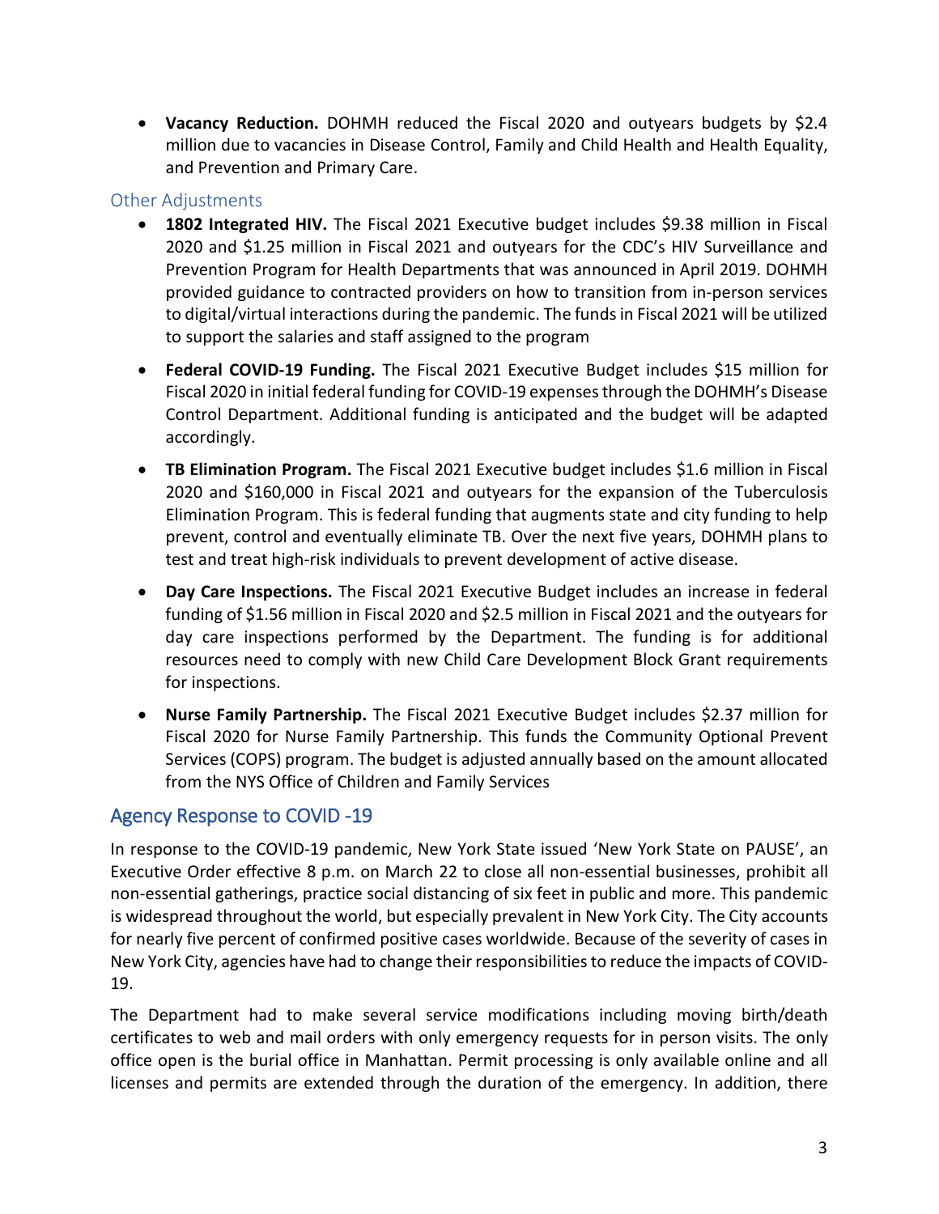- **Vacancy Reduction.** DOHMH reduced the Fiscal 2020 and outyears budgets by $2.4 million due to vacancies in Disease Control, Family and Child Health and Health Equality, and Prevention and Primary Care.

### Other Adjustments

- **1802 Integrated HIV.** The Fiscal 2021 Executive budget includes $9.38 million in Fiscal 2020 and $1.25 million in Fiscal 2021 and outyears for the CDC's HIV Surveillance and Prevention Program for Health Departments that was announced in April 2019. DOHMH provided guidance to contracted providers on how to transition from in-person services to digital/virtual interactions during the pandemic. The funds in Fiscal 2021 will be utilized to support the salaries and staff assigned to the program

- **Federal COVID-19 Funding.** The Fiscal 2021 Executive Budget includes $15 million for Fiscal 2020 in initial federal funding for COVID-19 expenses through the DOHMH's Disease Control Department. Additional funding is anticipated and the budget will be adapted accordingly.

- **TB Elimination Program.** The Fiscal 2021 Executive budget includes $1.6 million in Fiscal 2020 and $160,000 in Fiscal 2021 and outyears for the expansion of the Tuberculosis Elimination Program. This is federal funding that augments state and city funding to help prevent, control and eventually eliminate TB. Over the next five years, DOHMH plans to test and treat high-risk individuals to prevent development of active disease.

- **Day Care Inspections.** The Fiscal 2021 Executive Budget includes an increase in federal funding of $1.56 million in Fiscal 2020 and $2.5 million in Fiscal 2021 and the outyears for day care inspections performed by the Department. The funding is for additional resources need to comply with new Child Care Development Block Grant requirements for inspections.

- **Nurse Family Partnership.** The Fiscal 2021 Executive Budget includes $2.37 million for Fiscal 2020 for Nurse Family Partnership. This funds the Community Optional Prevent Services (COPS) program. The budget is adjusted annually based on the amount allocated from the NYS Office of Children and Family Services

## Agency Response to COVID -19

In response to the COVID-19 pandemic, New York State issued 'New York State on PAUSE', an Executive Order effective 8 p.m. on March 22 to close all non-essential businesses, prohibit all non-essential gatherings, practice social distancing of six feet in public and more. This pandemic is widespread throughout the world, but especially prevalent in New York City. The City accounts for nearly five percent of confirmed positive cases worldwide. Because of the severity of cases in New York City, agencies have had to change their responsibilities to reduce the impacts of COVID-19.

The Department had to make several service modifications including moving birth/death certificates to web and mail orders with only emergency requests for in person visits. The only office open is the burial office in Manhattan. Permit processing is only available online and all licenses and permits are extended through the duration of the emergency. In addition, there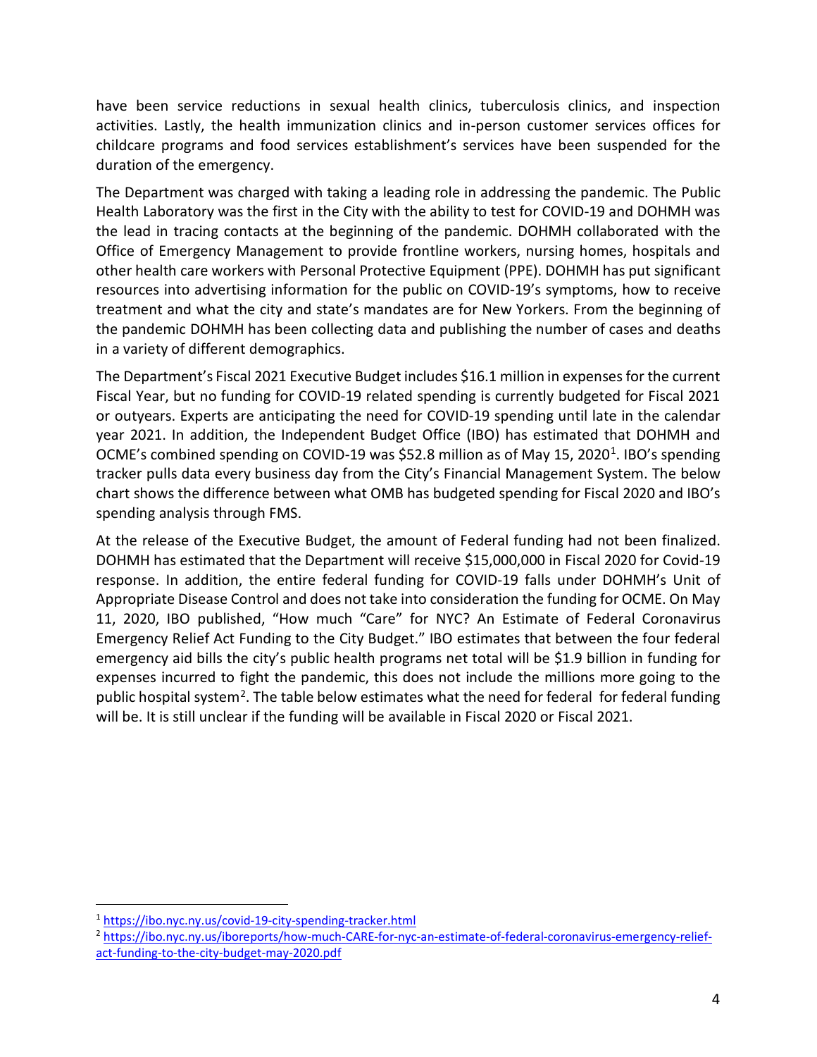have been service reductions in sexual health clinics, tuberculosis clinics, and inspection activities. Lastly, the health immunization clinics and in-person customer services offices for childcare programs and food services establishment's services have been suspended for the duration of the emergency.

The Department was charged with taking a leading role in addressing the pandemic. The Public Health Laboratory was the first in the City with the ability to test for COVID-19 and DOHMH was the lead in tracing contacts at the beginning of the pandemic. DOHMH collaborated with the Office of Emergency Management to provide frontline workers, nursing homes, hospitals and other health care workers with Personal Protective Equipment (PPE). DOHMH has put significant resources into advertising information for the public on COVID-19's symptoms, how to receive treatment and what the city and state's mandates are for New Yorkers. From the beginning of the pandemic DOHMH has been collecting data and publishing the number of cases and deaths in a variety of different demographics.

The Department's Fiscal 2021 Executive Budget includes $16.1 million in expenses for the current Fiscal Year, but no funding for COVID-19 related spending is currently budgeted for Fiscal 2021 or outyears. Experts are anticipating the need for COVID-19 spending until late in the calendar year 2021. In addition, the Independent Budget Office (IBO) has estimated that DOHMH and OCME's combined spending on COVID-19 was $52.8 million as of May 15, 2020[1]. IBO's spending tracker pulls data every business day from the City's Financial Management System. The below chart shows the difference between what OMB has budgeted spending for Fiscal 2020 and IBO's spending analysis through FMS.

At the release of the Executive Budget, the amount of Federal funding had not been finalized. DOHMH has estimated that the Department will receive $15,000,000 in Fiscal 2020 for Covid-19 response. In addition, the entire federal funding for COVID-19 falls under DOHMH's Unit of Appropriate Disease Control and does not take into consideration the funding for OCME. On May 11, 2020, IBO published, "How much "Care" for NYC? An Estimate of Federal Coronavirus Emergency Relief Act Funding to the City Budget." IBO estimates that between the four federal emergency aid bills the city's public health programs net total will be $1.9 billion in funding for expenses incurred to fight the pandemic, this does not include the millions more going to the public hospital system[2]. The table below estimates what the need for federal for federal funding will be. It is still unclear if the funding will be available in Fiscal 2020 or Fiscal 2021.

---

[1] https://ibo.nyc.ny.us/covid-19-city-spending-tracker.html

[2] https://ibo.nyc.ny.us/iboreports/how-much-CARE-for-nyc-an-estimate-of-federal-coronavirus-emergency-relief-act-funding-to-the-city-budget-may-2020.pdf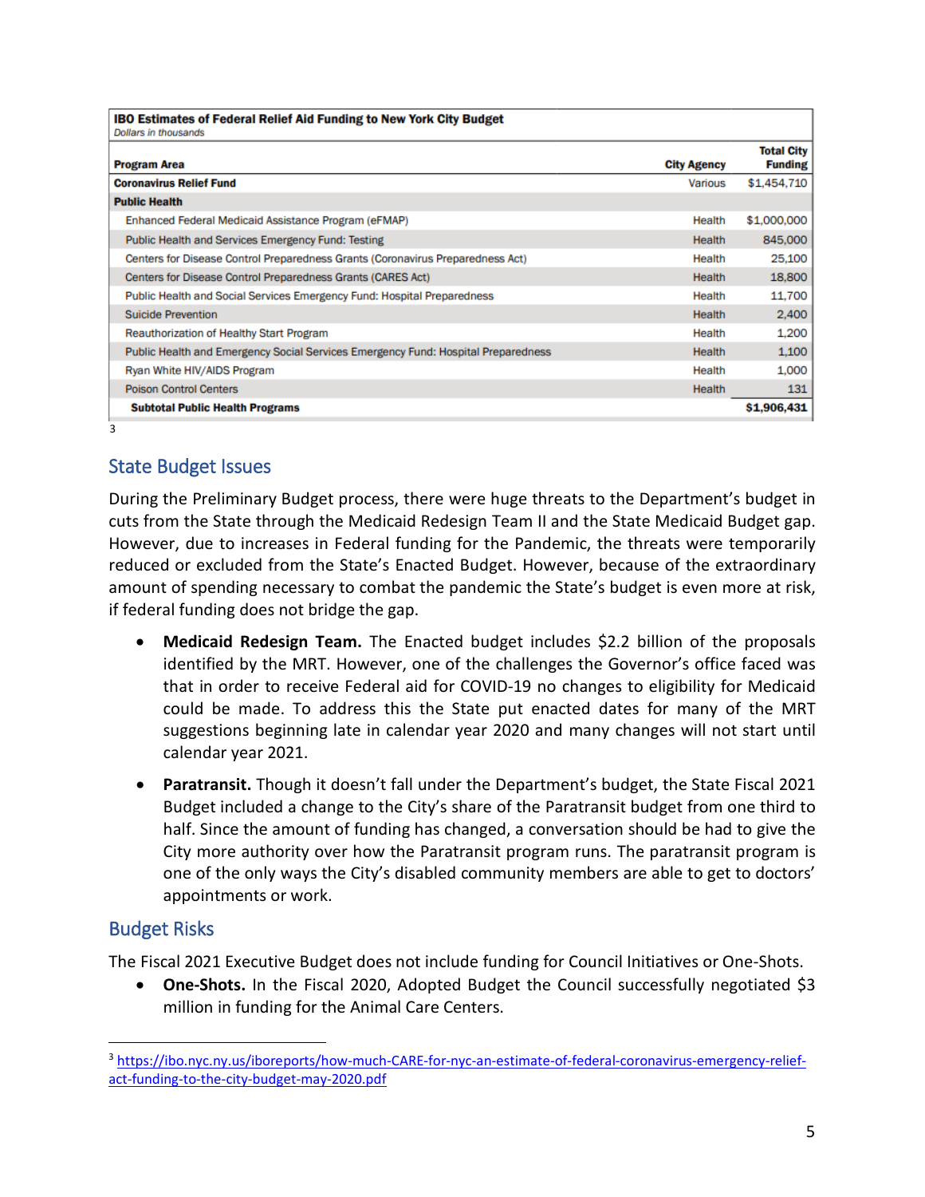| IBO Estimates of Federal Relief Aid Funding to New York City Budget *Dollars in thousands* | | |
|---|---|---|
| **Program Area** | **City Agency** | **Total City Funding** |
| **Coronavirus Relief Fund** | Various | $1,454,710 |
| **Public Health** | | |
| Enhanced Federal Medicaid Assistance Program (eFMAP) | Health | $1,000,000 |
| Public Health and Services Emergency Fund: Testing | Health | 845,000 |
| Centers for Disease Control Preparedness Grants (Coronavirus Preparedness Act) | Health | 25,100 |
| Centers for Disease Control Preparedness Grants (CARES Act) | Health | 18,800 |
| Public Health and Social Services Emergency Fund: Hospital Preparedness | Health | 11,700 |
| Suicide Prevention | Health | 2,400 |
| Reauthorization of Healthy Start Program | Health | 1,200 |
| Public Health and Emergency Social Services Emergency Fund: Hospital Preparedness | Health | 1,100 |
| Ryan White HIV/AIDS Program | Health | 1,000 |
| Poison Control Centers | Health | 131 |
| **Subtotal Public Health Programs** | | **$1,906,431** |

[3]

## State Budget Issues

During the Preliminary Budget process, there were huge threats to the Department's budget in cuts from the State through the Medicaid Redesign Team II and the State Medicaid Budget gap. However, due to increases in Federal funding for the Pandemic, the threats were temporarily reduced or excluded from the State's Enacted Budget. However, because of the extraordinary amount of spending necessary to combat the pandemic the State's budget is even more at risk, if federal funding does not bridge the gap.

- **Medicaid Redesign Team.** The Enacted budget includes $2.2 billion of the proposals identified by the MRT. However, one of the challenges the Governor's office faced was that in order to receive Federal aid for COVID-19 no changes to eligibility for Medicaid could be made. To address this the State put enacted dates for many of the MRT suggestions beginning late in calendar year 2020 and many changes will not start until calendar year 2021.
- **Paratransit.** Though it doesn't fall under the Department's budget, the State Fiscal 2021 Budget included a change to the City's share of the Paratransit budget from one third to half. Since the amount of funding has changed, a conversation should be had to give the City more authority over how the Paratransit program runs. The paratransit program is one of the only ways the City's disabled community members are able to get to doctors' appointments or work.

## Budget Risks

The Fiscal 2021 Executive Budget does not include funding for Council Initiatives or One-Shots.

- **One-Shots.** In the Fiscal 2020, Adopted Budget the Council successfully negotiated $3 million in funding for the Animal Care Centers.

---

[3] https://ibo.nyc.ny.us/iboreports/how-much-CARE-for-nyc-an-estimate-of-federal-coronavirus-emergency-relief-act-funding-to-the-city-budget-may-2020.pdf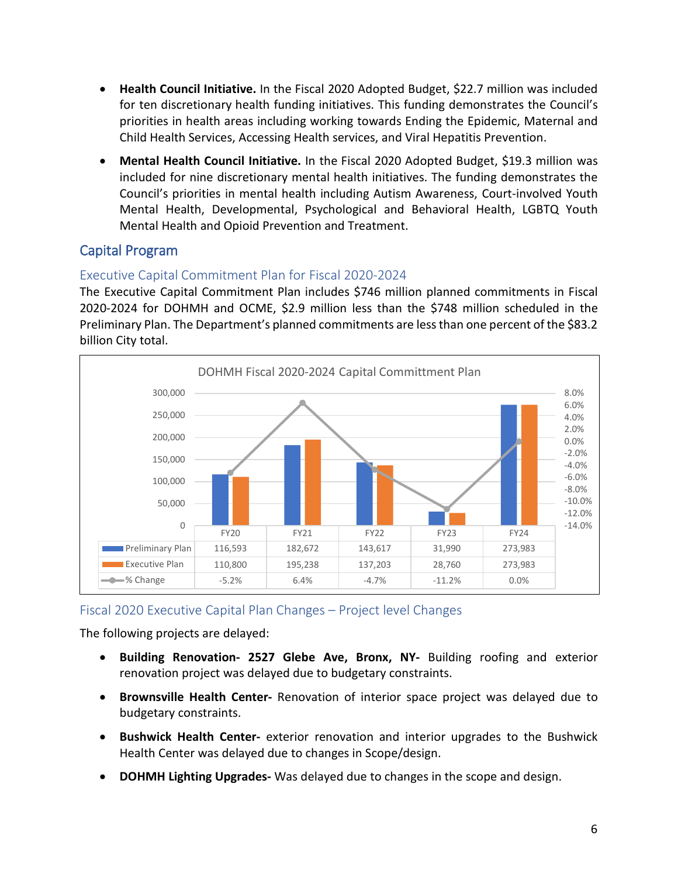- **Health Council Initiative.** In the Fiscal 2020 Adopted Budget, $22.7 million was included for ten discretionary health funding initiatives. This funding demonstrates the Council's priorities in health areas including working towards Ending the Epidemic, Maternal and Child Health Services, Accessing Health services, and Viral Hepatitis Prevention.

- **Mental Health Council Initiative.** In the Fiscal 2020 Adopted Budget, $19.3 million was included for nine discretionary mental health initiatives. The funding demonstrates the Council's priorities in mental health including Autism Awareness, Court-involved Youth Mental Health, Developmental, Psychological and Behavioral Health, LGBTQ Youth Mental Health and Opioid Prevention and Treatment.

## Capital Program

### Executive Capital Commitment Plan for Fiscal 2020-2024

The Executive Capital Commitment Plan includes $746 million planned commitments in Fiscal 2020-2024 for DOHMH and OCME, $2.9 million less than the $748 million scheduled in the Preliminary Plan. The Department's planned commitments are less than one percent of the $83.2 billion City total.

DOHMH Fiscal 2020-2024 Capital Committment Plan

300,000
250,000
200,000
150,000
100,000
50,000
0

8.0%
6.0%
4.0%
2.0%
0.0%
-2.0%
-4.0%
-6.0%
-8.0%
-10.0%
-12.0%
-14.0%

FY20 FY21 FY22 FY23 FY24

Preliminary Plan 116,593 182,672 143,617 31,990 273,983

Executive Plan 110,800 195,238 137,203 28,760 273,983

% Change -5.2% 6.4% -4.7% -11.2% 0.0%

### Fiscal 2020 Executive Capital Plan Changes – Project level Changes

The following projects are delayed:

- **Building Renovation- 2527 Glebe Ave, Bronx, NY-** Building roofing and exterior renovation project was delayed due to budgetary constraints.

- **Brownsville Health Center-** Renovation of interior space project was delayed due to budgetary constraints.

- **Bushwick Health Center-** exterior renovation and interior upgrades to the Bushwick Health Center was delayed due to changes in Scope/design.

- **DOHMH Lighting Upgrades-** Was delayed due to changes in the scope and design.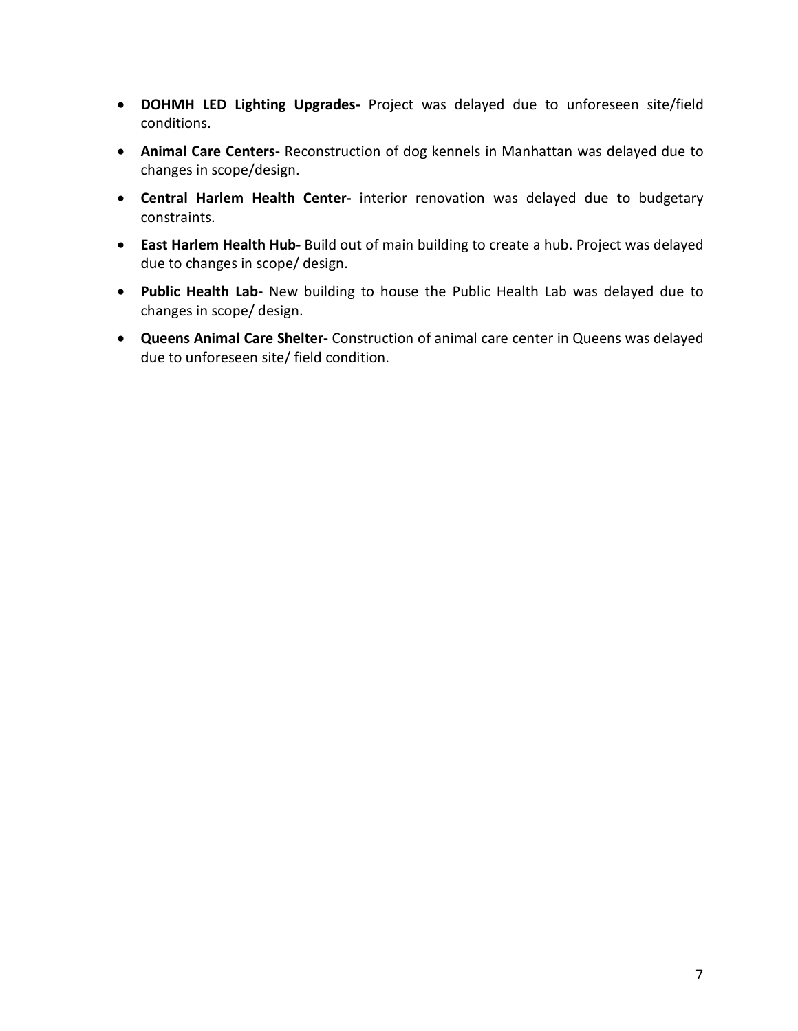- **DOHMH LED Lighting Upgrades-** Project was delayed due to unforeseen site/field conditions.
- **Animal Care Centers-** Reconstruction of dog kennels in Manhattan was delayed due to changes in scope/design.
- **Central Harlem Health Center-** interior renovation was delayed due to budgetary constraints.
- **East Harlem Health Hub-** Build out of main building to create a hub. Project was delayed due to changes in scope/ design.
- **Public Health Lab-** New building to house the Public Health Lab was delayed due to changes in scope/ design.
- **Queens Animal Care Shelter-** Construction of animal care center in Queens was delayed due to unforeseen site/ field condition.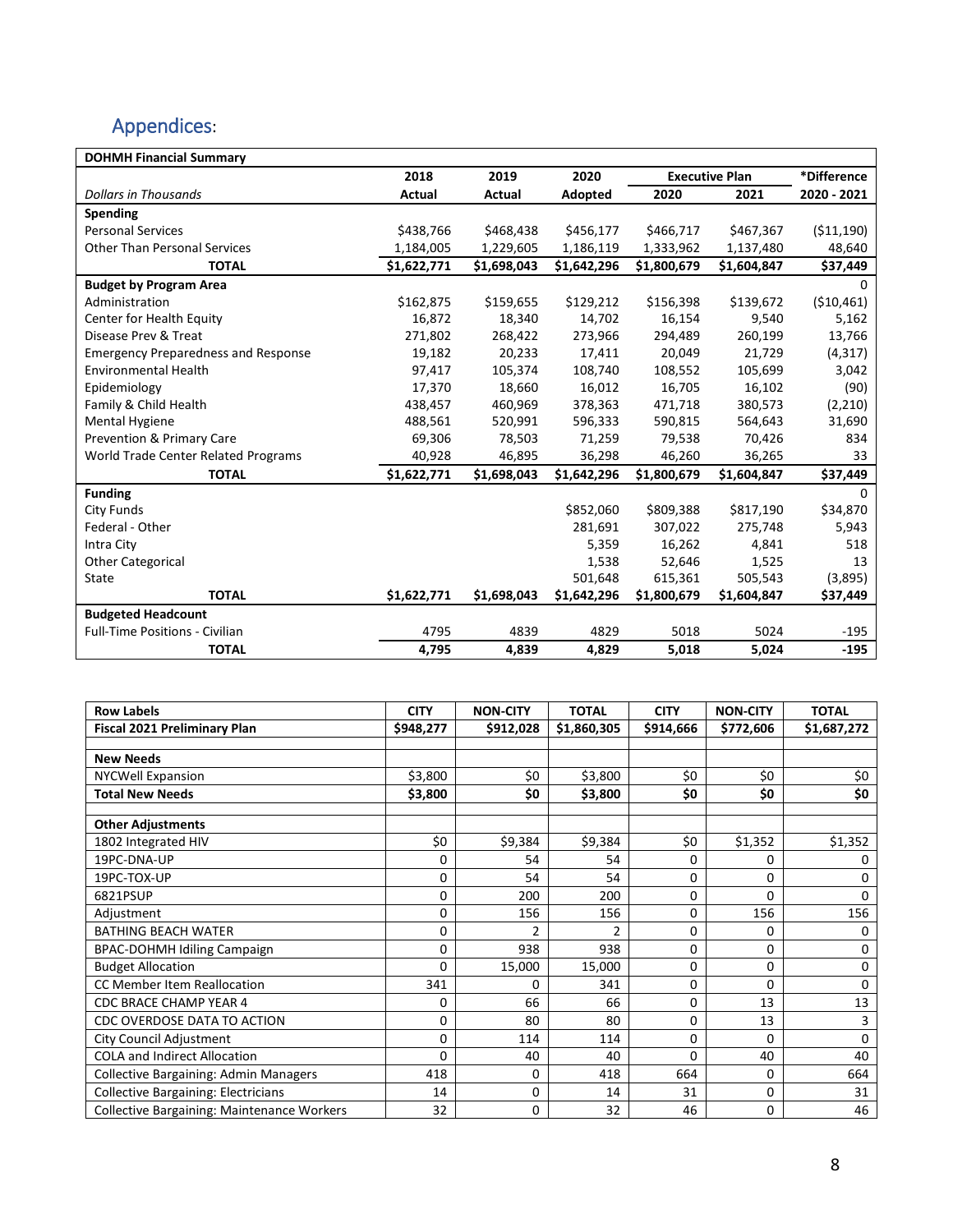## Appendices:

| DOHMH Financial Summary | | | | | | |
|---|---|---|---|---|---|---|
| | 2018 | 2019 | 2020 | Executive Plan | | *Difference |
| *Dollars in Thousands* | Actual | Actual | Adopted | 2020 | 2021 | 2020 - 2021 |
| **Spending** | | | | | | |
| Personal Services | $438,766 | $468,438 | $456,177 | $466,717 | $467,367 | ($11,190) |
| Other Than Personal Services | 1,184,005 | 1,229,605 | 1,186,119 | 1,333,962 | 1,137,480 | 48,640 |
| **TOTAL** | **$1,622,771** | **$1,698,043** | **$1,642,296** | **$1,800,679** | **$1,604,847** | **$37,449** |
| **Budget by Program Area** | | | | | | 0 |
| Administration | $162,875 | $159,655 | $129,212 | $156,398 | $139,672 | ($10,461) |
| Center for Health Equity | 16,872 | 18,340 | 14,702 | 16,154 | 9,540 | 5,162 |
| Disease Prev & Treat | 271,802 | 268,422 | 273,966 | 294,489 | 260,199 | 13,766 |
| Emergency Preparedness and Response | 19,182 | 20,233 | 17,411 | 20,049 | 21,729 | (4,317) |
| Environmental Health | 97,417 | 105,374 | 108,740 | 108,552 | 105,699 | 3,042 |
| Epidemiology | 17,370 | 18,660 | 16,012 | 16,705 | 16,102 | (90) |
| Family & Child Health | 438,457 | 460,969 | 378,363 | 471,718 | 380,573 | (2,210) |
| Mental Hygiene | 488,561 | 520,991 | 596,333 | 590,815 | 564,643 | 31,690 |
| Prevention & Primary Care | 69,306 | 78,503 | 71,259 | 79,538 | 70,426 | 834 |
| World Trade Center Related Programs | 40,928 | 46,895 | 36,298 | 46,260 | 36,265 | 33 |
| **TOTAL** | **$1,622,771** | **$1,698,043** | **$1,642,296** | **$1,800,679** | **$1,604,847** | **$37,449** |
| **Funding** | | | | | | 0 |
| City Funds | | | $852,060 | $809,388 | $817,190 | $34,870 |
| Federal - Other | | | 281,691 | 307,022 | 275,748 | 5,943 |
| Intra City | | | 5,359 | 16,262 | 4,841 | 518 |
| Other Categorical | | | 1,538 | 52,646 | 1,525 | 13 |
| State | | | 501,648 | 615,361 | 505,543 | (3,895) |
| **TOTAL** | **$1,622,771** | **$1,698,043** | **$1,642,296** | **$1,800,679** | **$1,604,847** | **$37,449** |
| **Budgeted Headcount** | | | | | | |
| Full-Time Positions - Civilian | 4795 | 4839 | 4829 | 5018 | 5024 | -195 |
| **TOTAL** | **4,795** | **4,839** | **4,829** | **5,018** | **5,024** | **-195** |

| Row Labels | CITY | NON-CITY | TOTAL | CITY | NON-CITY | TOTAL |
|---|---|---|---|---|---|---|
| **Fiscal 2021 Preliminary Plan** | **$948,277** | **$912,028** | **$1,860,305** | **$914,666** | **$772,606** | **$1,687,272** |
| | | | | | | |
| **New Needs** | | | | | | |
| NYCWell Expansion | $3,800 | $0 | $3,800 | $0 | $0 | $0 |
| **Total New Needs** | **$3,800** | **$0** | **$3,800** | **$0** | **$0** | **$0** |
| | | | | | | |
| **Other Adjustments** | | | | | | |
| 1802 Integrated HIV | $0 | $9,384 | $9,384 | $0 | $1,352 | $1,352 |
| 19PC-DNA-UP | 0 | 54 | 54 | 0 | 0 | 0 |
| 19PC-TOX-UP | 0 | 54 | 54 | 0 | 0 | 0 |
| 6821PSUP | 0 | 200 | 200 | 0 | 0 | 0 |
| Adjustment | 0 | 156 | 156 | 0 | 156 | 156 |
| BATHING BEACH WATER | 0 | 2 | 2 | 0 | 0 | 0 |
| BPAC-DOHMH Idiling Campaign | 0 | 938 | 938 | 0 | 0 | 0 |
| Budget Allocation | 0 | 15,000 | 15,000 | 0 | 0 | 0 |
| CC Member Item Reallocation | 341 | 0 | 341 | 0 | 0 | 0 |
| CDC BRACE CHAMP YEAR 4 | 0 | 66 | 66 | 0 | 13 | 13 |
| CDC OVERDOSE DATA TO ACTION | 0 | 80 | 80 | 0 | 13 | 3 |
| City Council Adjustment | 0 | 114 | 114 | 0 | 0 | 0 |
| COLA and Indirect Allocation | 0 | 40 | 40 | 0 | 40 | 40 |
| Collective Bargaining: Admin Managers | 418 | 0 | 418 | 664 | 0 | 664 |
| Collective Bargaining: Electricians | 14 | 0 | 14 | 31 | 0 | 31 |
| Collective Bargaining: Maintenance Workers | 32 | 0 | 32 | 46 | 0 | 46 |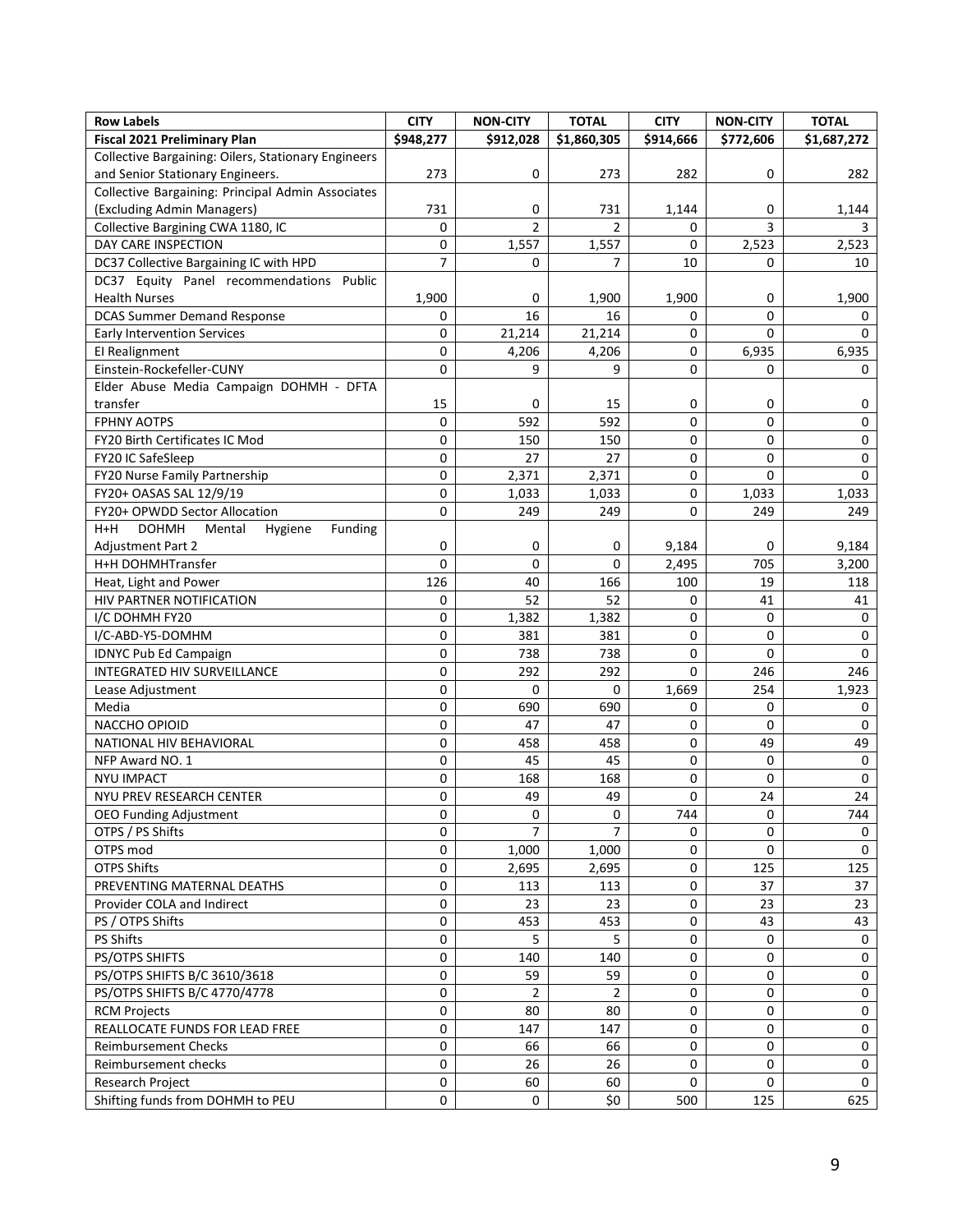| Row Labels | CITY | NON-CITY | TOTAL | CITY | NON-CITY | TOTAL |
|---|---|---|---|---|---|---|
| **Fiscal 2021 Preliminary Plan** | **$948,277** | **$912,028** | **$1,860,305** | **$914,666** | **$772,606** | **$1,687,272** |
| Collective Bargaining: Oilers, Stationary Engineers and Senior Stationary Engineers. | 273 | 0 | 273 | 282 | 0 | 282 |
| Collective Bargaining: Principal Admin Associates (Excluding Admin Managers) | 731 | 0 | 731 | 1,144 | 0 | 1,144 |
| Collective Bargining CWA 1180, IC | 0 | 2 | 2 | 0 | 3 | 3 |
| DAY CARE INSPECTION | 0 | 1,557 | 1,557 | 0 | 2,523 | 2,523 |
| DC37 Collective Bargaining IC with HPD | 7 | 0 | 7 | 10 | 0 | 10 |
| DC37 Equity Panel recommendations Public Health Nurses | 1,900 | 0 | 1,900 | 1,900 | 0 | 1,900 |
| DCAS Summer Demand Response | 0 | 16 | 16 | 0 | 0 | 0 |
| Early Intervention Services | 0 | 21,214 | 21,214 | 0 | 0 | 0 |
| EI Realignment | 0 | 4,206 | 4,206 | 0 | 6,935 | 6,935 |
| Einstein-Rockefeller-CUNY | 0 | 9 | 9 | 0 | 0 | 0 |
| Elder Abuse Media Campaign DOHMH - DFTA transfer | 15 | 0 | 15 | 0 | 0 | 0 |
| FPHNY AOTPS | 0 | 592 | 592 | 0 | 0 | 0 |
| FY20 Birth Certificates IC Mod | 0 | 150 | 150 | 0 | 0 | 0 |
| FY20 IC SafeSleep | 0 | 27 | 27 | 0 | 0 | 0 |
| FY20 Nurse Family Partnership | 0 | 2,371 | 2,371 | 0 | 0 | 0 |
| FY20+ OASAS SAL 12/9/19 | 0 | 1,033 | 1,033 | 0 | 1,033 | 1,033 |
| FY20+ OPWDD Sector Allocation | 0 | 249 | 249 | 0 | 249 | 249 |
| H+H DOHMH Mental Hygiene Funding Adjustment Part 2 | 0 | 0 | 0 | 9,184 | 0 | 9,184 |
| H+H DOHMHTransfer | 0 | 0 | 0 | 2,495 | 705 | 3,200 |
| Heat, Light and Power | 126 | 40 | 166 | 100 | 19 | 118 |
| HIV PARTNER NOTIFICATION | 0 | 52 | 52 | 0 | 41 | 41 |
| I/C DOHMH FY20 | 0 | 1,382 | 1,382 | 0 | 0 | 0 |
| I/C-ABD-Y5-DOMHM | 0 | 381 | 381 | 0 | 0 | 0 |
| IDNYC Pub Ed Campaign | 0 | 738 | 738 | 0 | 0 | 0 |
| INTEGRATED HIV SURVEILLANCE | 0 | 292 | 292 | 0 | 246 | 246 |
| Lease Adjustment | 0 | 0 | 0 | 1,669 | 254 | 1,923 |
| Media | 0 | 690 | 690 | 0 | 0 | 0 |
| NACCHO OPIOID | 0 | 47 | 47 | 0 | 0 | 0 |
| NATIONAL HIV BEHAVIORAL | 0 | 458 | 458 | 0 | 49 | 49 |
| NFP Award NO. 1 | 0 | 45 | 45 | 0 | 0 | 0 |
| NYU IMPACT | 0 | 168 | 168 | 0 | 0 | 0 |
| NYU PREV RESEARCH CENTER | 0 | 49 | 49 | 0 | 24 | 24 |
| OEO Funding Adjustment | 0 | 0 | 0 | 744 | 0 | 744 |
| OTPS / PS Shifts | 0 | 7 | 7 | 0 | 0 | 0 |
| OTPS mod | 0 | 1,000 | 1,000 | 0 | 0 | 0 |
| OTPS Shifts | 0 | 2,695 | 2,695 | 0 | 125 | 125 |
| PREVENTING MATERNAL DEATHS | 0 | 113 | 113 | 0 | 37 | 37 |
| Provider COLA and Indirect | 0 | 23 | 23 | 0 | 23 | 23 |
| PS / OTPS Shifts | 0 | 453 | 453 | 0 | 43 | 43 |
| PS Shifts | 0 | 5 | 5 | 0 | 0 | 0 |
| PS/OTPS SHIFTS | 0 | 140 | 140 | 0 | 0 | 0 |
| PS/OTPS SHIFTS B/C 3610/3618 | 0 | 59 | 59 | 0 | 0 | 0 |
| PS/OTPS SHIFTS B/C 4770/4778 | 0 | 2 | 2 | 0 | 0 | 0 |
| RCM Projects | 0 | 80 | 80 | 0 | 0 | 0 |
| REALLOCATE FUNDS FOR LEAD FREE | 0 | 147 | 147 | 0 | 0 | 0 |
| Reimbursement Checks | 0 | 66 | 66 | 0 | 0 | 0 |
| Reimbursement checks | 0 | 26 | 26 | 0 | 0 | 0 |
| Research Project | 0 | 60 | 60 | 0 | 0 | 0 |
| Shifting funds from DOHMH to PEU | 0 | 0 | $0 | 500 | 125 | 625 |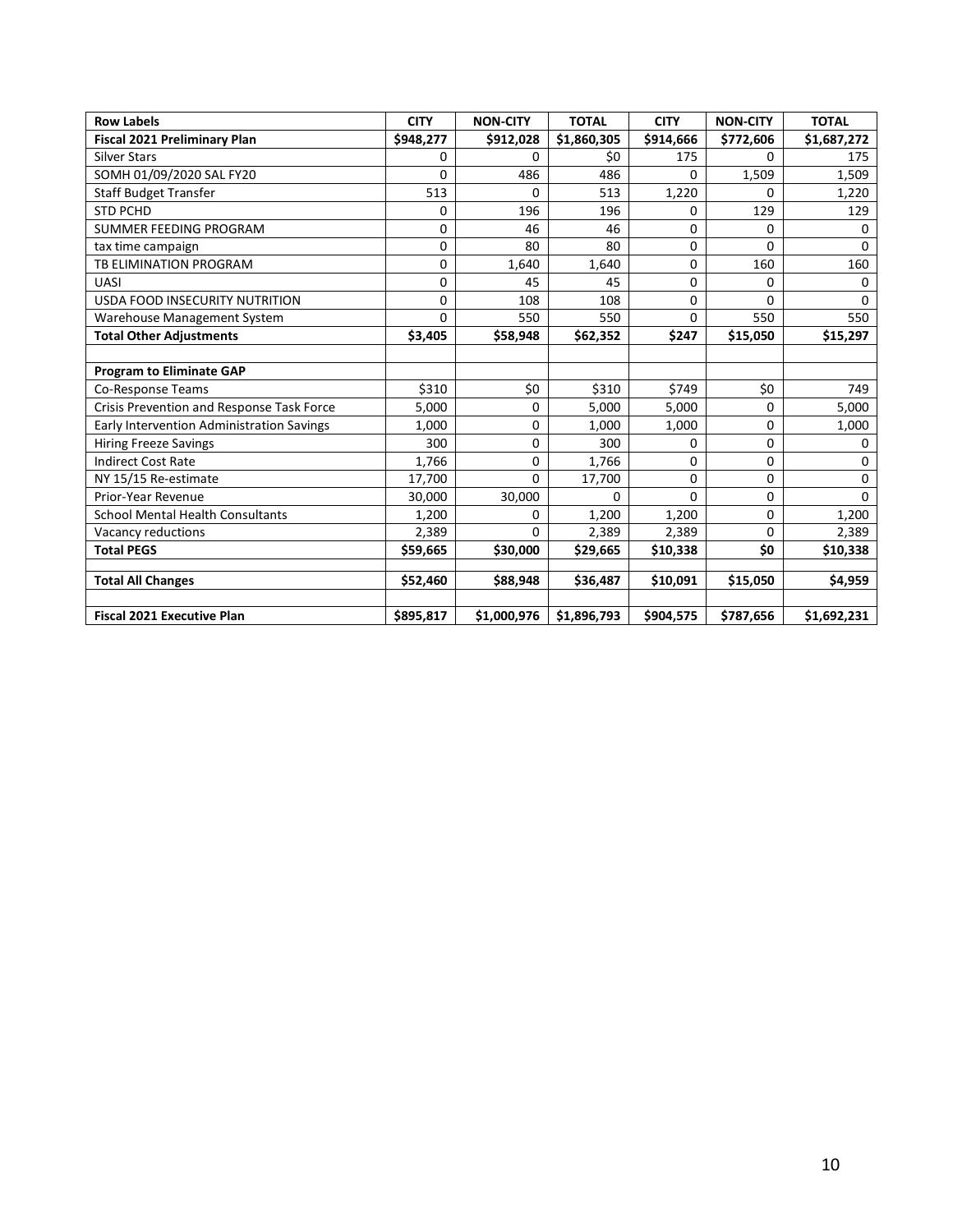| Row Labels | CITY | NON-CITY | TOTAL | CITY | NON-CITY | TOTAL |
|---|---|---|---|---|---|---|
| **Fiscal 2021 Preliminary Plan** | **$948,277** | **$912,028** | **$1,860,305** | **$914,666** | **$772,606** | **$1,687,272** |
| Silver Stars | 0 | 0 | $0 | 175 | 0 | 175 |
| SOMH 01/09/2020 SAL FY20 | 0 | 486 | 486 | 0 | 1,509 | 1,509 |
| Staff Budget Transfer | 513 | 0 | 513 | 1,220 | 0 | 1,220 |
| STD PCHD | 0 | 196 | 196 | 0 | 129 | 129 |
| SUMMER FEEDING PROGRAM | 0 | 46 | 46 | 0 | 0 | 0 |
| tax time campaign | 0 | 80 | 80 | 0 | 0 | 0 |
| TB ELIMINATION PROGRAM | 0 | 1,640 | 1,640 | 0 | 160 | 160 |
| UASI | 0 | 45 | 45 | 0 | 0 | 0 |
| USDA FOOD INSECURITY NUTRITION | 0 | 108 | 108 | 0 | 0 | 0 |
| Warehouse Management System | 0 | 550 | 550 | 0 | 550 | 550 |
| **Total Other Adjustments** | **$3,405** | **$58,948** | **$62,352** | **$247** | **$15,050** | **$15,297** |
| | | | | | | |
| **Program to Eliminate GAP** | | | | | | |
| Co-Response Teams | $310 | $0 | $310 | $749 | $0 | 749 |
| Crisis Prevention and Response Task Force | 5,000 | 0 | 5,000 | 5,000 | 0 | 5,000 |
| Early Intervention Administration Savings | 1,000 | 0 | 1,000 | 1,000 | 0 | 1,000 |
| Hiring Freeze Savings | 300 | 0 | 300 | 0 | 0 | 0 |
| Indirect Cost Rate | 1,766 | 0 | 1,766 | 0 | 0 | 0 |
| NY 15/15 Re-estimate | 17,700 | 0 | 17,700 | 0 | 0 | 0 |
| Prior-Year Revenue | 30,000 | 30,000 | 0 | 0 | 0 | 0 |
| School Mental Health Consultants | 1,200 | 0 | 1,200 | 1,200 | 0 | 1,200 |
| Vacancy reductions | 2,389 | 0 | 2,389 | 2,389 | 0 | 2,389 |
| **Total PEGS** | **$59,665** | **$30,000** | **$29,665** | **$10,338** | **$0** | **$10,338** |
| | | | | | | |
| **Total All Changes** | **$52,460** | **$88,948** | **$36,487** | **$10,091** | **$15,050** | **$4,959** |
| | | | | | | |
| **Fiscal 2021 Executive Plan** | **$895,817** | **$1,000,976** | **$1,896,793** | **$904,575** | **$787,656** | **$1,692,231** |